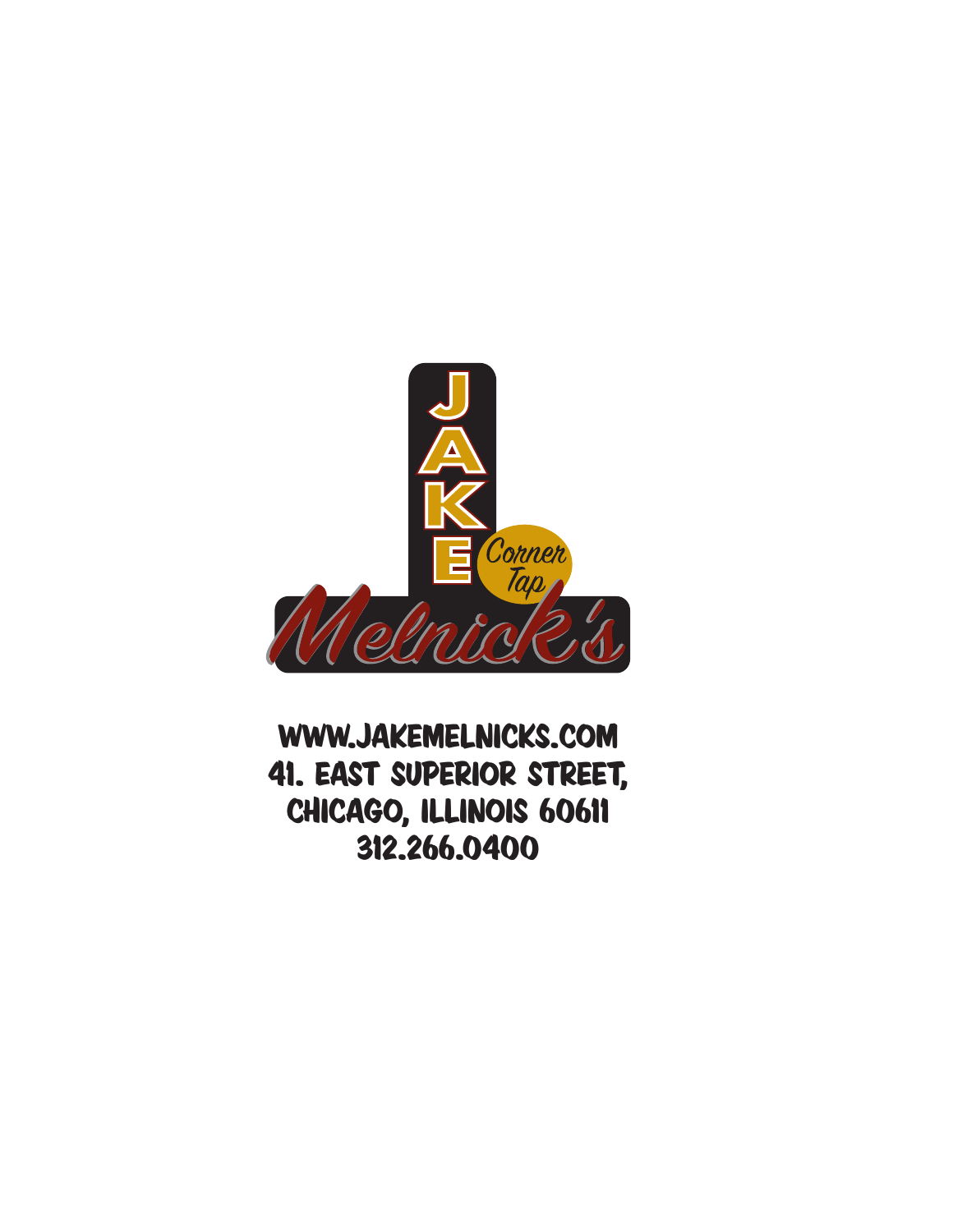# JAKE Melnick's

Corner Tap

WWW.JAKEMELNICKS.COM
41. EAST SUPERIOR STREET,
CHICAGO, ILLINOIS 60611
312.266.0400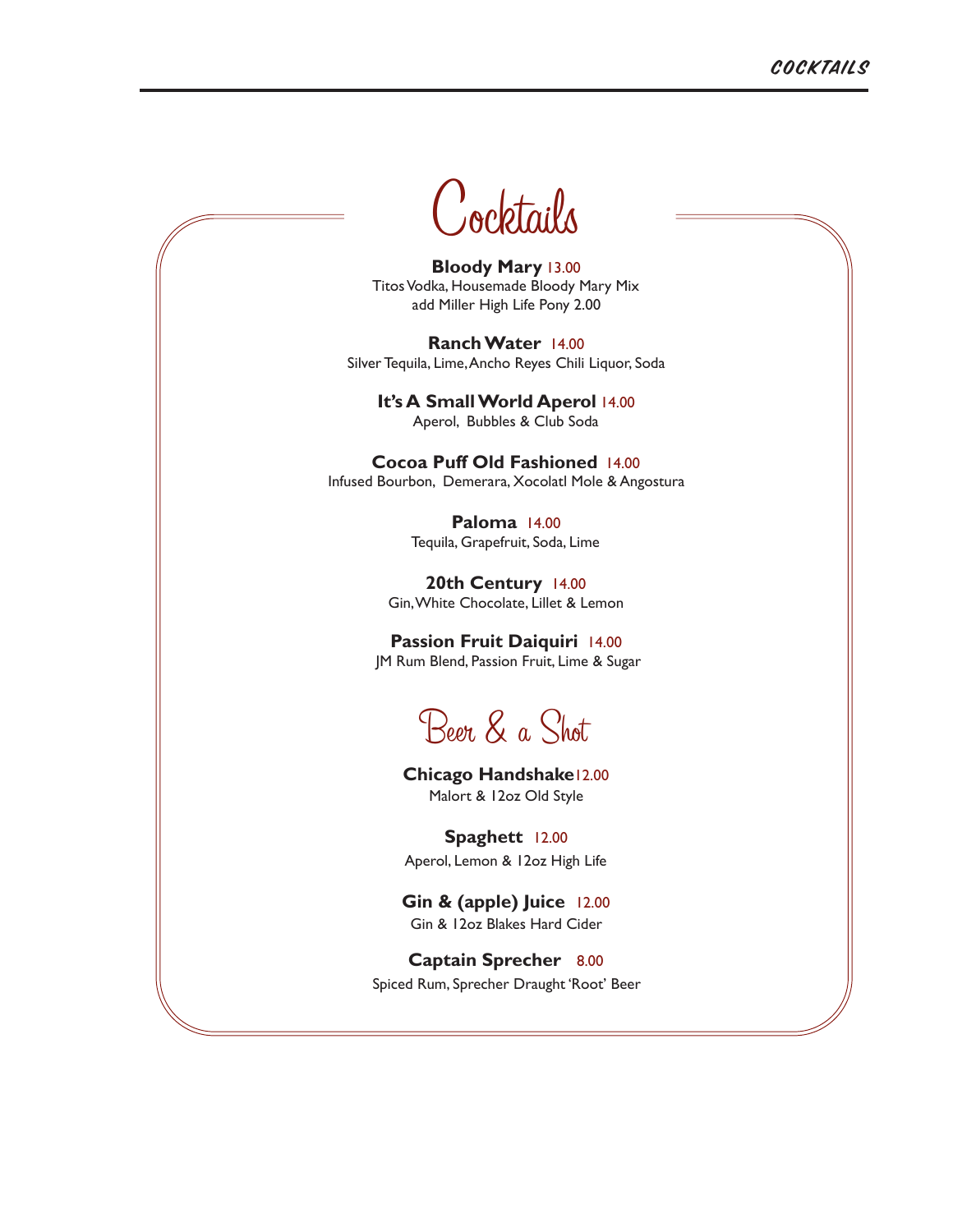# Cocktails

**Bloody Mary** 13.00
Titos Vodka, Housemade Bloody Mary Mix
add Miller High Life Pony 2.00

**Ranch Water** 14.00
Silver Tequila, Lime, Ancho Reyes Chili Liquor, Soda

**It's A Small World Aperol** 14.00
Aperol, Bubbles & Club Soda

**Cocoa Puff Old Fashioned** 14.00
Infused Bourbon, Demerara, Xocolatl Mole & Angostura

**Paloma** 14.00
Tequila, Grapefruit, Soda, Lime

**20th Century** 14.00
Gin, White Chocolate, Lillet & Lemon

**Passion Fruit Daiquiri** 14.00
JM Rum Blend, Passion Fruit, Lime & Sugar

## Beer & a Shot

**Chicago Handshake** 12.00
Malort & 12oz Old Style

**Spaghett** 12.00
Aperol, Lemon & 12oz High Life

**Gin & (apple) Juice** 12.00
Gin & 12oz Blakes Hard Cider

**Captain Sprecher** 8.00
Spiced Rum, Sprecher Draught 'Root' Beer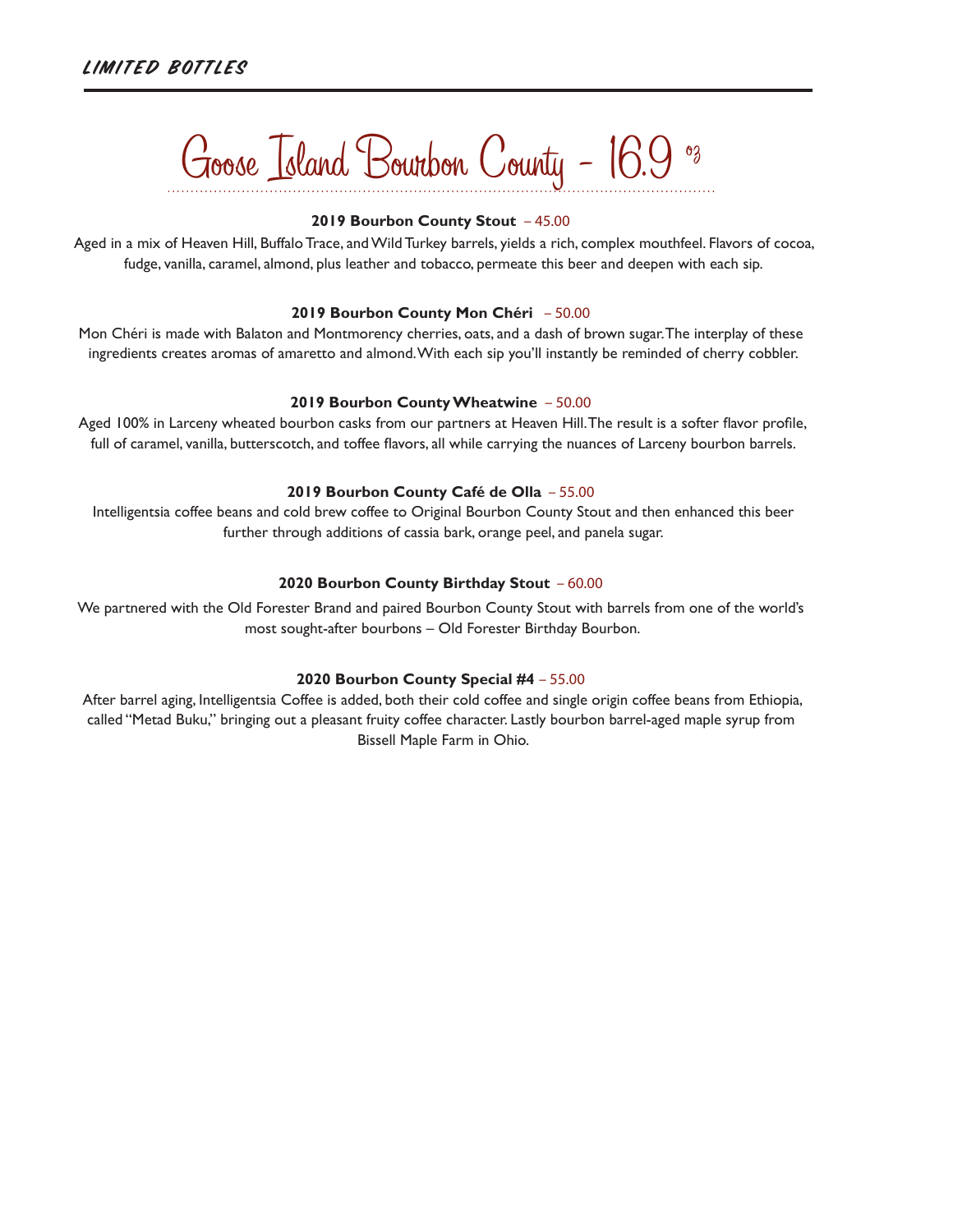## LIMITED BOTTLES

# Goose Island Bourbon County - 16.9 oz

**2019 Bourbon County Stout** – 45.00

Aged in a mix of Heaven Hill, Buffalo Trace, and Wild Turkey barrels, yields a rich, complex mouthfeel. Flavors of cocoa, fudge, vanilla, caramel, almond, plus leather and tobacco, permeate this beer and deepen with each sip.

**2019 Bourbon County Mon Chéri** – 50.00

Mon Chéri is made with Balaton and Montmorency cherries, oats, and a dash of brown sugar. The interplay of these ingredients creates aromas of amaretto and almond. With each sip you'll instantly be reminded of cherry cobbler.

**2019 Bourbon County Wheatwine** – 50.00

Aged 100% in Larceny wheated bourbon casks from our partners at Heaven Hill. The result is a softer flavor profile, full of caramel, vanilla, butterscotch, and toffee flavors, all while carrying the nuances of Larceny bourbon barrels.

**2019 Bourbon County Café de Olla** – 55.00

Intelligentsia coffee beans and cold brew coffee to Original Bourbon County Stout and then enhanced this beer further through additions of cassia bark, orange peel, and panela sugar.

**2020 Bourbon County Birthday Stout** – 60.00

We partnered with the Old Forester Brand and paired Bourbon County Stout with barrels from one of the world's most sought-after bourbons – Old Forester Birthday Bourbon.

**2020 Bourbon County Special #4** – 55.00

After barrel aging, Intelligentsia Coffee is added, both their cold coffee and single origin coffee beans from Ethiopia, called "Metad Buku," bringing out a pleasant fruity coffee character. Lastly bourbon barrel-aged maple syrup from Bissell Maple Farm in Ohio.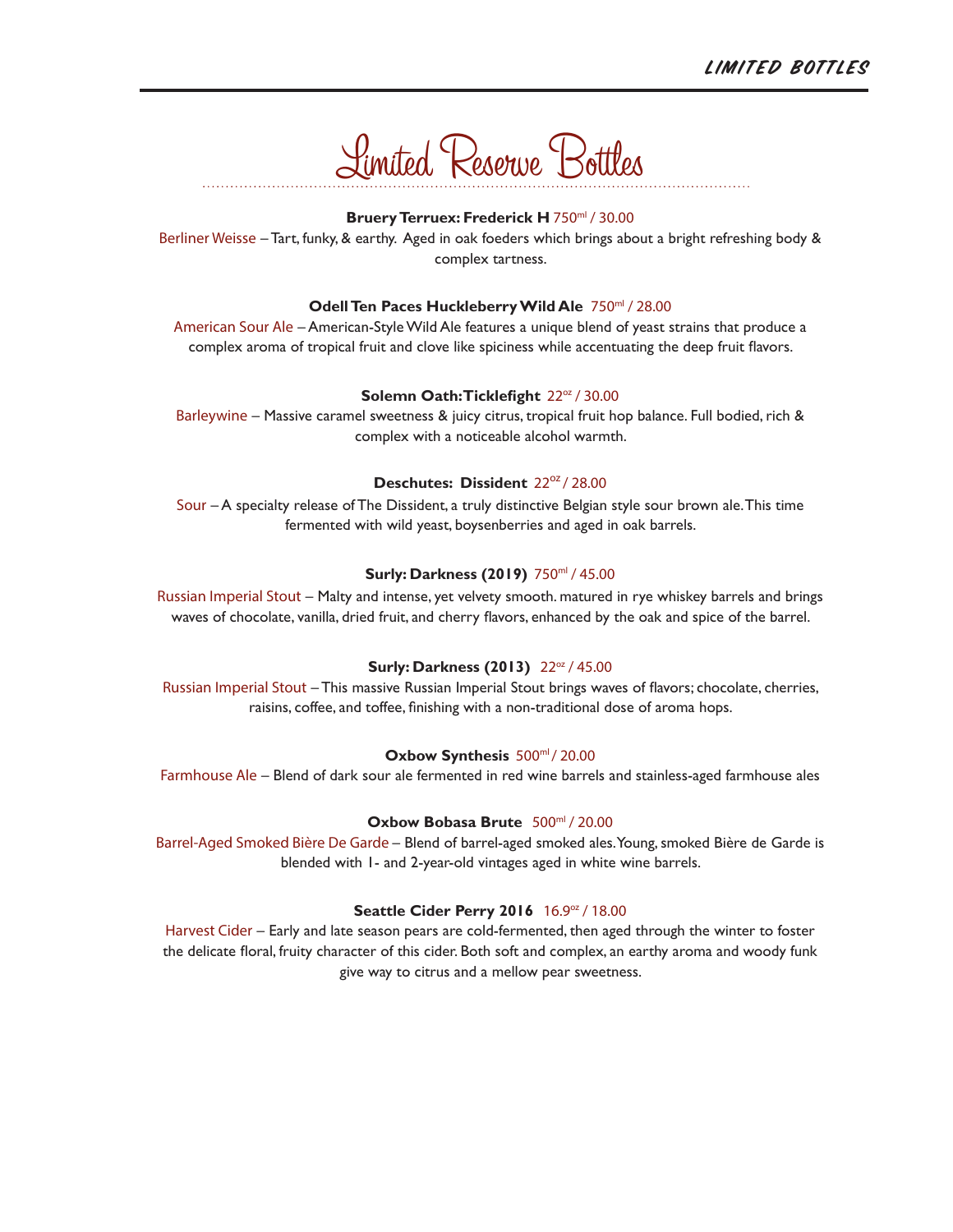# Limited Reserve Bottles

**Bruery Terruex: Frederick H** 750ml / 30.00

Berliner Weisse – Tart, funky, & earthy. Aged in oak foeders which brings about a bright refreshing body & complex tartness.

**Odell Ten Paces Huckleberry Wild Ale** 750ml / 28.00

American Sour Ale – American-Style Wild Ale features a unique blend of yeast strains that produce a complex aroma of tropical fruit and clove like spiciness while accentuating the deep fruit flavors.

**Solemn Oath: Ticklefight** 22oz / 30.00

Barleywine – Massive caramel sweetness & juicy citrus, tropical fruit hop balance. Full bodied, rich & complex with a noticeable alcohol warmth.

**Deschutes: Dissident** 22oz / 28.00

Sour – A specialty release of The Dissident, a truly distinctive Belgian style sour brown ale. This time fermented with wild yeast, boysenberries and aged in oak barrels.

**Surly: Darkness (2019)** 750ml / 45.00

Russian Imperial Stout – Malty and intense, yet velvety smooth. matured in rye whiskey barrels and brings waves of chocolate, vanilla, dried fruit, and cherry flavors, enhanced by the oak and spice of the barrel.

**Surly: Darkness (2013)** 22oz / 45.00

Russian Imperial Stout – This massive Russian Imperial Stout brings waves of flavors; chocolate, cherries, raisins, coffee, and toffee, finishing with a non-traditional dose of aroma hops.

**Oxbow Synthesis** 500ml / 20.00

Farmhouse Ale – Blend of dark sour ale fermented in red wine barrels and stainless-aged farmhouse ales

**Oxbow Bobasa Brute** 500ml / 20.00

Barrel-Aged Smoked Bière De Garde – Blend of barrel-aged smoked ales. Young, smoked Bière de Garde is blended with 1- and 2-year-old vintages aged in white wine barrels.

**Seattle Cider Perry 2016** 16.9oz / 18.00

Harvest Cider – Early and late season pears are cold-fermented, then aged through the winter to foster the delicate floral, fruity character of this cider. Both soft and complex, an earthy aroma and woody funk give way to citrus and a mellow pear sweetness.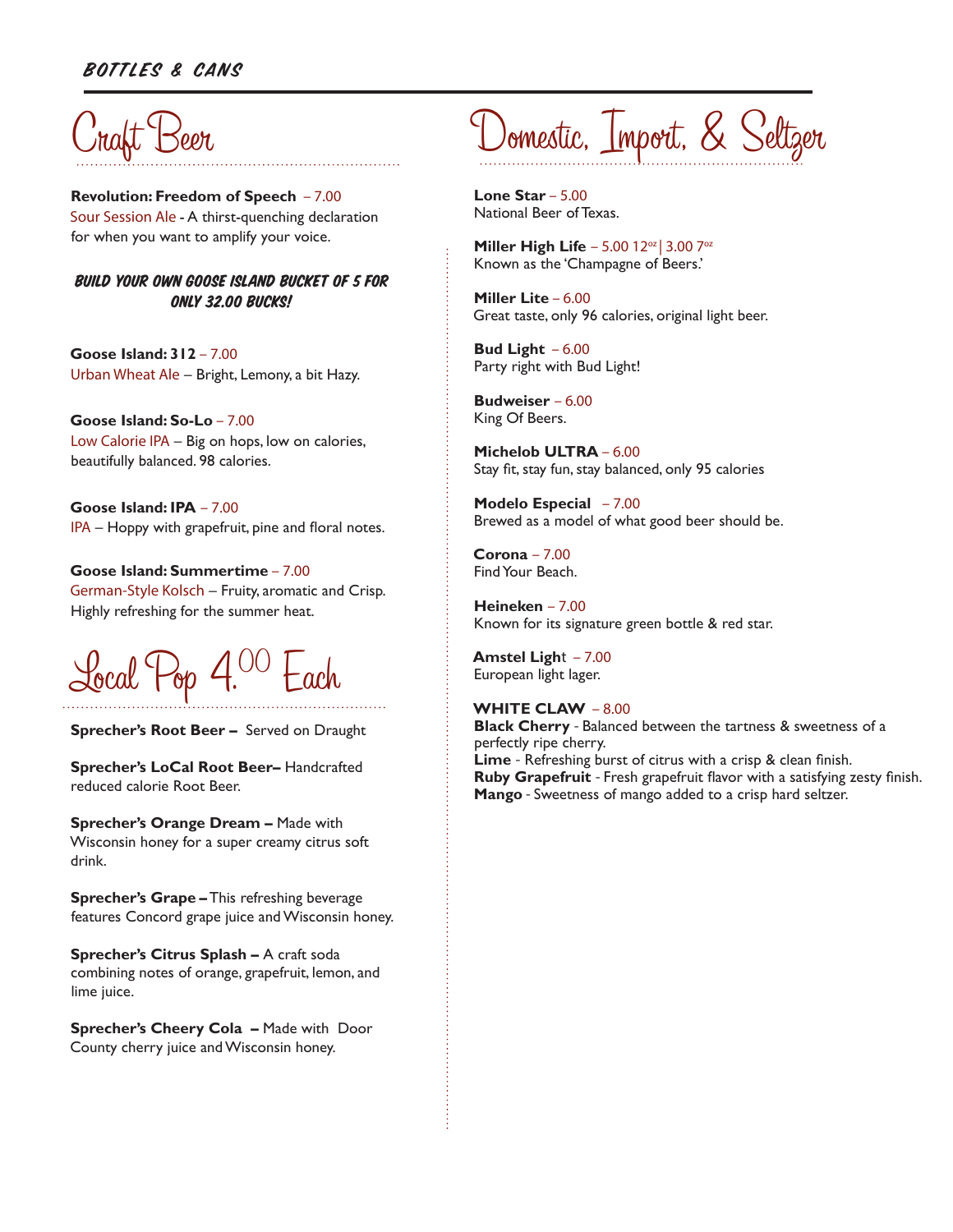## BOTTLES & CANS

# Craft Beer

**Revolution: Freedom of Speech** – 7.00
Sour Session Ale - A thirst-quenching declaration for when you want to amplify your voice.

***BUILD YOUR OWN GOOSE ISLAND BUCKET OF 5 FOR ONLY 32.00 BUCKS!***

**Goose Island: 312** – 7.00
Urban Wheat Ale – Bright, Lemony, a bit Hazy.

**Goose Island: So-Lo** – 7.00
Low Calorie IPA – Big on hops, low on calories, beautifully balanced. 98 calories.

**Goose Island: IPA** – 7.00
IPA – Hoppy with grapefruit, pine and floral notes.

**Goose Island: Summertime** – 7.00
German-Style Kolsch – Fruity, aromatic and Crisp. Highly refreshing for the summer heat.

# Local Pop 4.00 Each

**Sprecher's Root Beer –** Served on Draught

**Sprecher's LoCal Root Beer–** Handcrafted reduced calorie Root Beer.

**Sprecher's Orange Dream –** Made with Wisconsin honey for a super creamy citrus soft drink.

**Sprecher's Grape –** This refreshing beverage features Concord grape juice and Wisconsin honey.

**Sprecher's Citrus Splash –** A craft soda combining notes of orange, grapefruit, lemon, and lime juice.

**Sprecher's Cheery Cola –** Made with Door County cherry juice and Wisconsin honey.

# Domestic, Import, & Seltzer

**Lone Star** – 5.00
National Beer of Texas.

**Miller High Life** – 5.00 12oz | 3.00 7oz
Known as the 'Champagne of Beers.'

**Miller Lite** – 6.00
Great taste, only 96 calories, original light beer.

**Bud Light** – 6.00
Party right with Bud Light!

**Budweiser** – 6.00
King Of Beers.

**Michelob ULTRA** – 6.00
Stay fit, stay fun, stay balanced, only 95 calories

**Modelo Especial** – 7.00
Brewed as a model of what good beer should be.

**Corona** – 7.00
Find Your Beach.

**Heineken** – 7.00
Known for its signature green bottle & red star.

**Amstel Light** – 7.00
European light lager.

**WHITE CLAW** – 8.00
**Black Cherry** - Balanced between the tartness & sweetness of a perfectly ripe cherry.
**Lime** - Refreshing burst of citrus with a crisp & clean finish.
**Ruby Grapefruit** - Fresh grapefruit flavor with a satisfying zesty finish.
**Mango** - Sweetness of mango added to a crisp hard seltzer.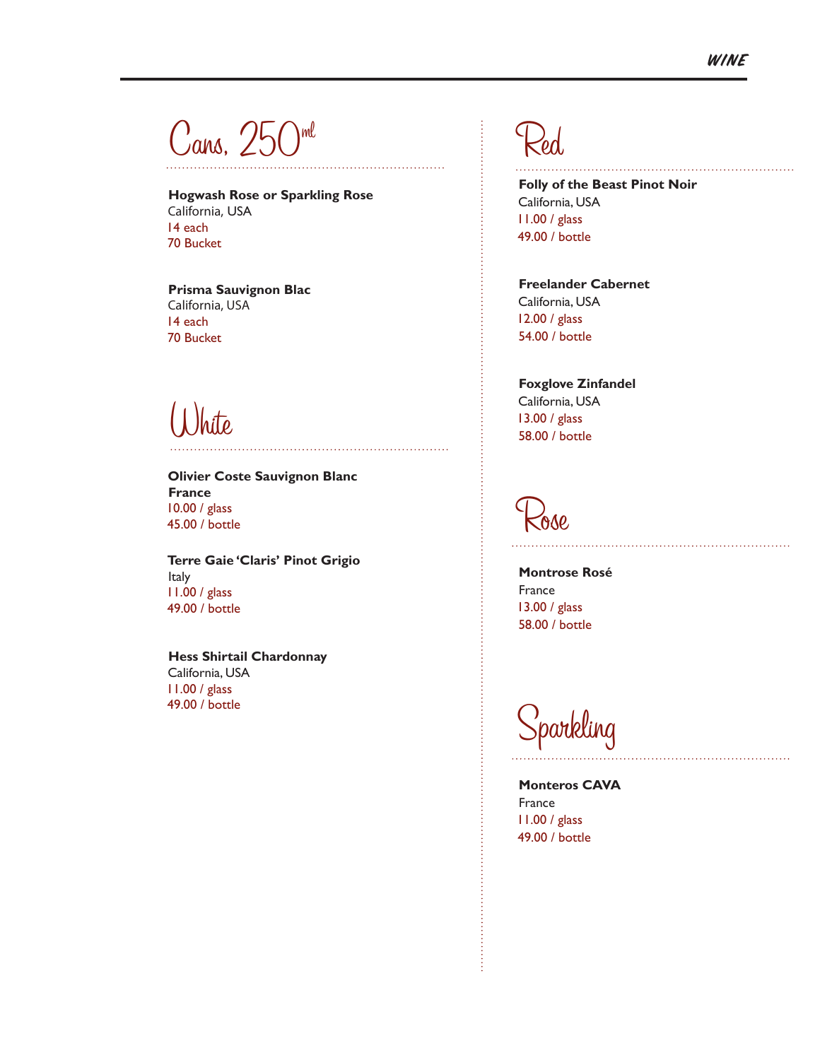# WINE

## Cans, 250ml

**Hogwash Rose or Sparkling Rose**
California, USA
14 each
70 Bucket

**Prisma Sauvignon Blac**
California, USA
14 each
70 Bucket

## White

**Olivier Coste Sauvignon Blanc**
**France**
10.00 / glass
45.00 / bottle

**Terre Gaie 'Claris' Pinot Grigio**
Italy
11.00 / glass
49.00 / bottle

**Hess Shirtail Chardonnay**
California, USA
11.00 / glass
49.00 / bottle

## Red

**Folly of the Beast Pinot Noir**
California, USA
11.00 / glass
49.00 / bottle

**Freelander Cabernet**
California, USA
12.00 / glass
54.00 / bottle

**Foxglove Zinfandel**
California, USA
13.00 / glass
58.00 / bottle

## Rose

**Montrose Rosé**
France
13.00 / glass
58.00 / bottle

## Sparkling

**Monteros CAVA**
France
11.00 / glass
49.00 / bottle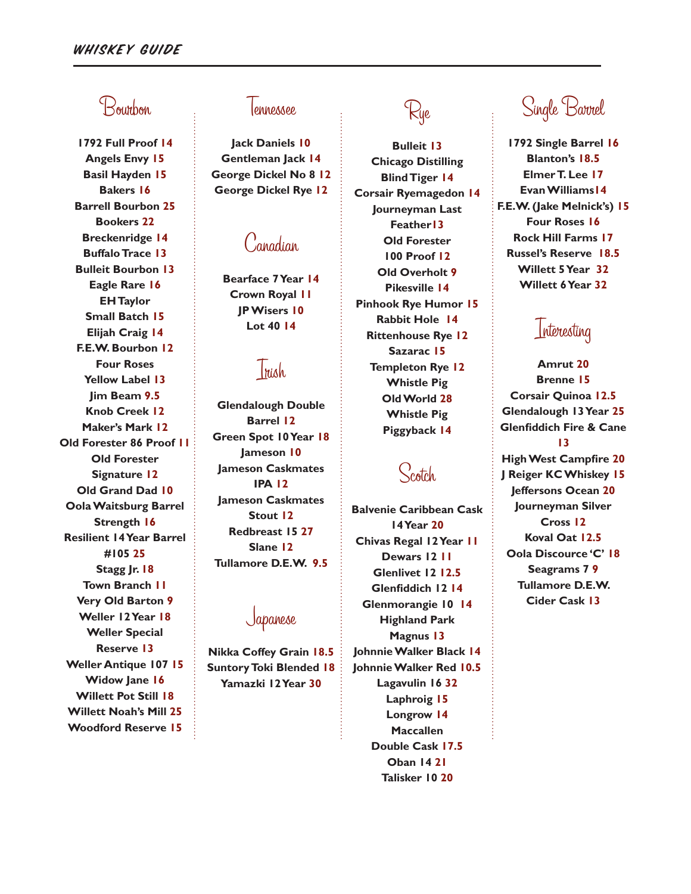# WHISKEY GUIDE

## Bourbon

1792 Full Proof **14**
Angels Envy **15**
Basil Hayden **15**
Bakers **16**
Barrell Bourbon **25**
Bookers **22**
Breckenridge **14**
Buffalo Trace **13**
Bulleit Bourbon **13**
Eagle Rare **16**
EH Taylor Small Batch **15**
Elijah Craig **14**
F.E.W. Bourbon **12**
Four Roses Yellow Label **13**
Jim Beam **9.5**
Knob Creek **12**
Maker's Mark **12**
Old Forester 86 Proof **11**
Old Forester Signature **12**
Old Grand Dad **10**
Oola Waitsburg Barrel Strength **16**
Resilient 14 Year Barrel #105 **25**
Stagg Jr. **18**
Town Branch **11**
Very Old Barton **9**
Weller 12 Year **18**
Weller Special Reserve **13**
Weller Antique 107 **15**
Widow Jane **16**
Willett Pot Still **18**
Willett Noah's Mill **25**
Woodford Reserve **15**

## Tennessee

Jack Daniels **10**
Gentleman Jack **14**
George Dickel No 8 **12**
George Dickel Rye **12**

## Canadian

Bearface 7 Year **14**
Crown Royal **11**
JP Wisers **10**
Lot 40 **14**

## Irish

Glendalough Double Barrel **12**
Green Spot 10 Year **18**
Jameson **10**
Jameson Caskmates IPA **12**
Jameson Caskmates Stout **12**
Redbreast 15 **27**
Slane **12**
Tullamore D.E.W. **9.5**

## Japanese

Nikka Coffey Grain **18.5**
Suntory Toki Blended **18**
Yamazki 12 Year **30**

## Rye

Bulleit **13**
Chicago Distilling Blind Tiger **14**
Corsair Ryemagedon **14**
Journeyman Last Feather **13**
Old Forester 100 Proof **12**
Old Overholt **9**
Pikesville **14**
Pinhook Rye Humor **15**
Rabbit Hole **14**
Rittenhouse Rye **12**
Sazarac **15**
Templeton Rye **12**
Whistle Pig Old World **28**
Whistle Pig Piggyback **14**

## Scotch

Balvenie Caribbean Cask 14 Year **20**
Chivas Regal 12 Year **11**
Dewars 12 **11**
Glenlivet 12 **12.5**
Glenfiddich 12 **14**
Glenmorangie 10 **14**
Highland Park Magnus **13**
Johnnie Walker Black **14**
Johnnie Walker Red **10.5**
Lagavulin 16 **32**
Laphroig **15**
Longrow **14**
Maccallen Double Cask **17.5**
Oban 14 **21**
Talisker 10 **20**

## Single Barrel

1792 Single Barrel **16**
Blanton's **18.5**
Elmer T. Lee **17**
Evan Williams **14**
F.E.W. (Jake Melnick's) **15**
Four Roses **16**
Rock Hill Farms **17**
Russel's Reserve **18.5**
Willett 5 Year **32**
Willett 6 Year **32**

## Interesting

Amrut **20**
Brenne **15**
Corsair Quinoa **12.5**
Glendalough 13 Year **25**
Glenfiddich Fire & Cane **13**
High West Campfire **20**
J Reiger KC Whiskey **15**
Jeffersons Ocean **20**
Journeyman Silver Cross **12**
Koval Oat **12.5**
Oola Discource 'C' **18**
Seagrams 7 **9**
Tullamore D.E.W. Cider Cask **13**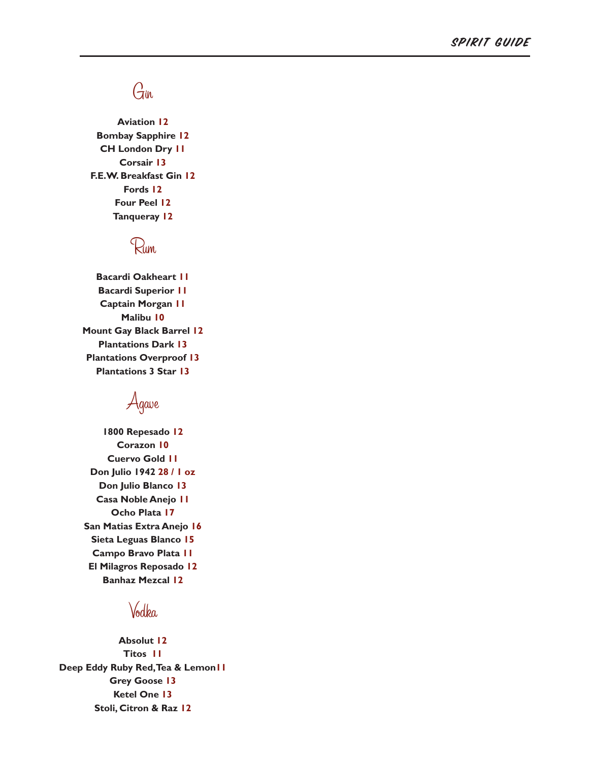## Gin

**Aviation** **12**
**Bombay Sapphire** **12**
**CH London Dry** **11**
**Corsair** **13**
**F.E.W. Breakfast Gin** **12**
**Fords** **12**
**Four Peel** **12**
**Tanqueray** **12**

## Rum

**Bacardi Oakheart** **11**
**Bacardi Superior** **11**
**Captain Morgan** **11**
**Malibu** **10**
**Mount Gay Black Barrel** **12**
**Plantations Dark** **13**
**Plantations Overproof** **13**
**Plantations 3 Star** **13**

## Agave

**1800 Repesado** **12**
**Corazon** **10**
**Cuervo Gold** **11**
**Don Julio 1942** **28 / 1 oz**
**Don Julio Blanco** **13**
**Casa Noble Anejo** **11**
**Ocho Plata** **17**
**San Matias Extra Anejo** **16**
**Sieta Leguas Blanco** **15**
**Campo Bravo Plata** **11**
**El Milagros Reposado** **12**
**Banhaz Mezcal** **12**

## Vodka

**Absolut** **12**
**Titos** **11**
**Deep Eddy Ruby Red, Tea & Lemon** **11**
**Grey Goose** **13**
**Ketel One** **13**
**Stoli, Citron & Raz** **12**